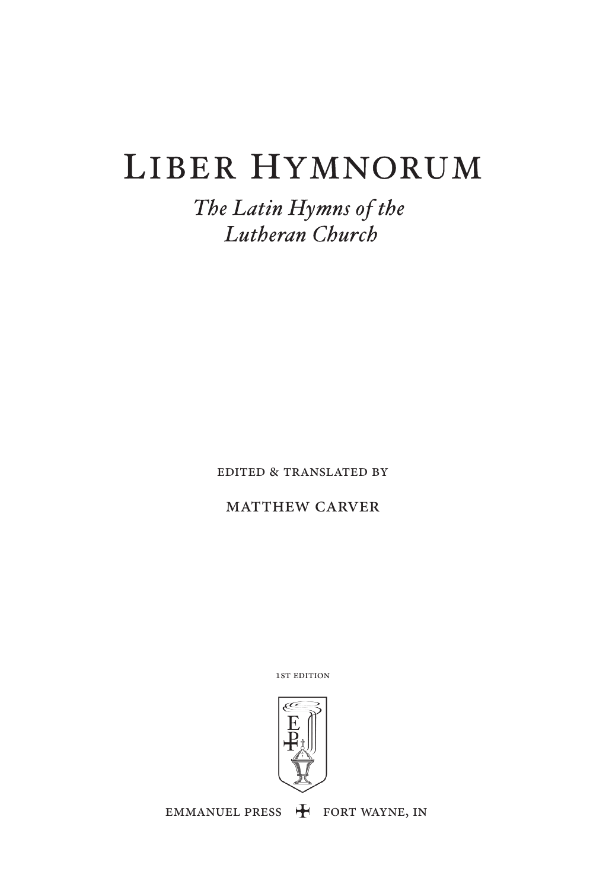# Liber Hymnorum

*The Latin Hymns of the Lutheran Church*

edited & translated by

Matthew Carver

1st edition

Emmanuel Press ✠ Fort Wayne, IN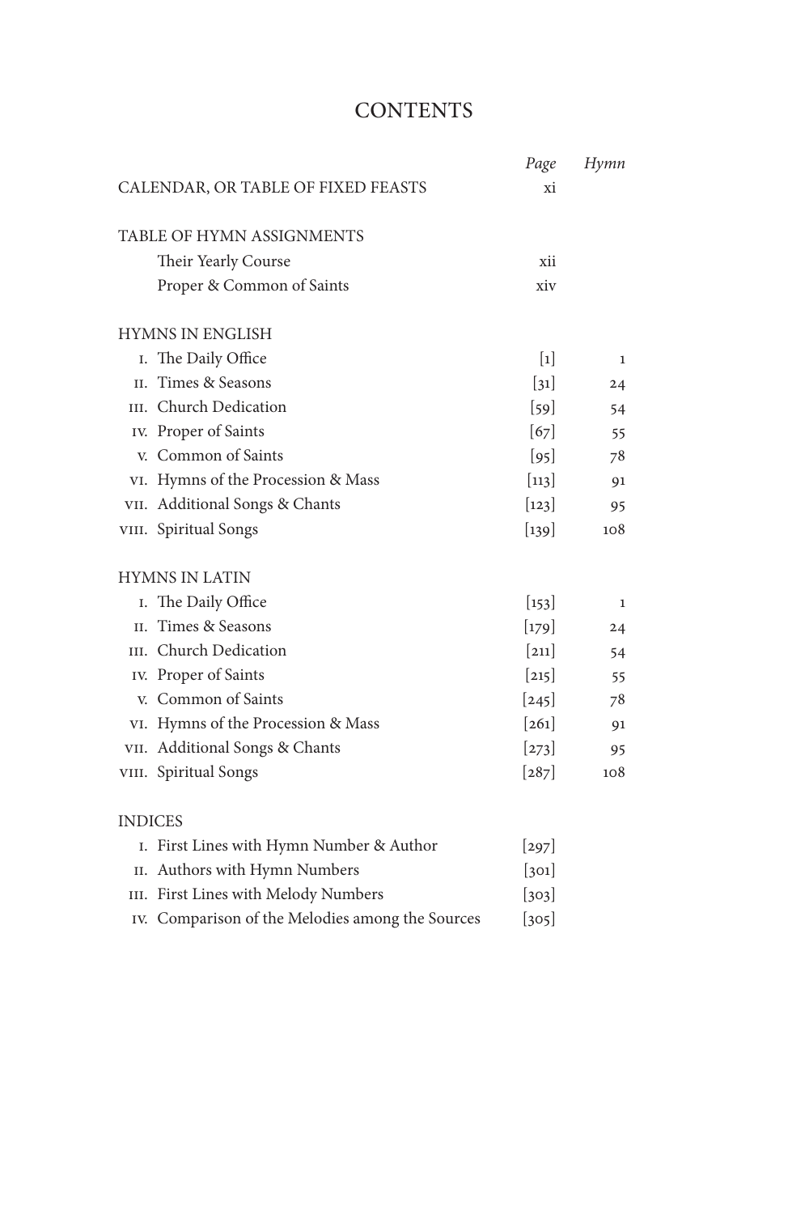# CONTENTS

| | Page | Hymn |
|---|---|---|
| CALENDAR, OR TABLE OF FIXED FEASTS | xi | |
| | | |
| TABLE OF HYMN ASSIGNMENTS | | |
| Their Yearly Course | xii | |
| Proper & Common of Saints | xiv | |
| | | |
| HYMNS IN ENGLISH | | |
| I. The Daily Office | [1] | 1 |
| II. Times & Seasons | [31] | 24 |
| III. Church Dedication | [59] | 54 |
| IV. Proper of Saints | [67] | 55 |
| V. Common of Saints | [95] | 78 |
| VI. Hymns of the Procession & Mass | [113] | 91 |
| VII. Additional Songs & Chants | [123] | 95 |
| VIII. Spiritual Songs | [139] | 108 |
| | | |
| HYMNS IN LATIN | | |
| I. The Daily Office | [153] | 1 |
| II. Times & Seasons | [179] | 24 |
| III. Church Dedication | [211] | 54 |
| IV. Proper of Saints | [215] | 55 |
| V. Common of Saints | [245] | 78 |
| VI. Hymns of the Procession & Mass | [261] | 91 |
| VII. Additional Songs & Chants | [273] | 95 |
| VIII. Spiritual Songs | [287] | 108 |
| | | |
| INDICES | | |
| I. First Lines with Hymn Number & Author | [297] | |
| II. Authors with Hymn Numbers | [301] | |
| III. First Lines with Melody Numbers | [303] | |
| IV. Comparison of the Melodies among the Sources | [305] | |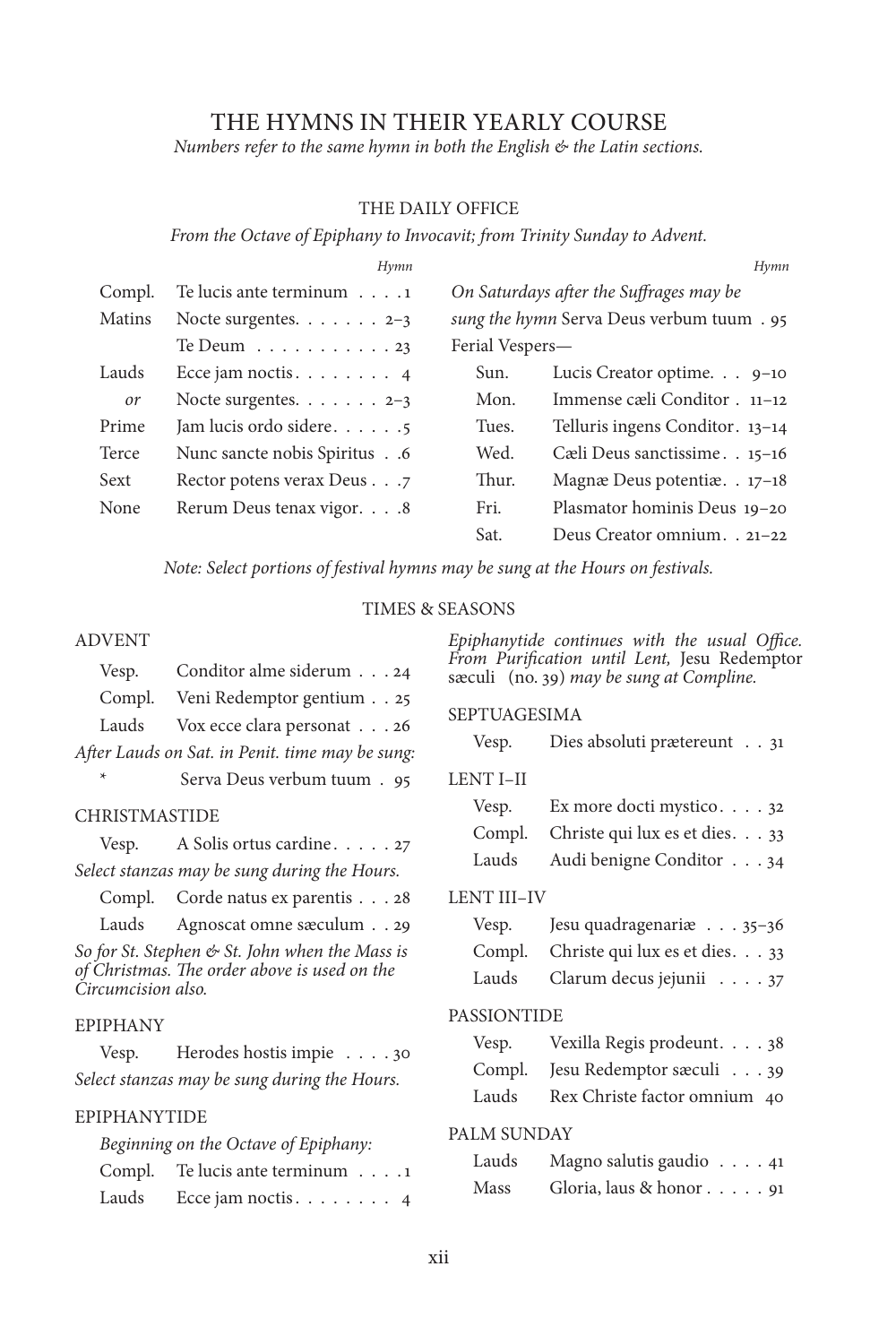# THE HYMNS IN THEIR YEARLY COURSE

*Numbers refer to the same hymn in both the English & the Latin sections.*

## THE DAILY OFFICE

*From the Octave of Epiphany to Invocavit; from Trinity Sunday to Advent.*

| | | Hymn |
|---|---|---|
| Compl. | Te lucis ante terminum | 1 |
| Matins | Nocte surgentes | 2–3 |
| | Te Deum | 23 |
| Lauds | Ecce jam noctis | 4 |
| *or* | Nocte surgentes | 2–3 |
| Prime | Jam lucis ordo sidere | 5 |
| Terce | Nunc sancte nobis Spiritus | 6 |
| Sext | Rector potens verax Deus | 7 |
| None | Rerum Deus tenax vigor | 8 |

*On Saturdays after the Suffrages may be sung the hymn* Serva Deus verbum tuum . 95

Ferial Vespers—

| | | Hymn |
|---|---|---|
| Sun. | Lucis Creator optime | 9–10 |
| Mon. | Immense cæli Conditor | 11–12 |
| Tues. | Telluris ingens Conditor | 13–14 |
| Wed. | Cæli Deus sanctissime | 15–16 |
| Thur. | Magnæ Deus potentiæ | 17–18 |
| Fri. | Plasmator hominis Deus | 19–20 |
| Sat. | Deus Creator omnium | 21–22 |

*Note: Select portions of festival hymns may be sung at the Hours on festivals.*

## TIMES & SEASONS

### ADVENT

| | | |
|---|---|---|
| Vesp. | Conditor alme siderum | 24 |
| Compl. | Veni Redemptor gentium | 25 |
| Lauds | Vox ecce clara personat | 26 |

*After Lauds on Sat. in Penit. time may be sung:*

| | | |
|---|---|---|
| * | Serva Deus verbum tuum | 95 |

### CHRISTMASTIDE

| | | |
|---|---|---|
| Vesp. | A Solis ortus cardine | 27 |

*Select stanzas may be sung during the Hours.*

| | | |
|---|---|---|
| Compl. | Corde natus ex parentis | 28 |
| Lauds | Agnoscat omne sæculum | 29 |

*So for St. Stephen & St. John when the Mass is of Christmas. The order above is used on the Circumcision also.*

### EPIPHANY

| | | |
|---|---|---|
| Vesp. | Herodes hostis impie | 30 |

*Select stanzas may be sung during the Hours.*

### EPIPHANYTIDE

*Beginning on the Octave of Epiphany:*

| | | |
|---|---|---|
| Compl. | Te lucis ante terminum | 1 |
| Lauds | Ecce jam noctis | 4 |

*Epiphanytide continues with the usual Office. From Purification until Lent,* Jesu Redemptor sæculi (no. 39) *may be sung at Compline.*

### SEPTUAGESIMA

| | | |
|---|---|---|
| Vesp. | Dies absoluti prætereunt | 31 |

### LENT I–II

| | | |
|---|---|---|
| Vesp. | Ex more docti mystico | 32 |
| Compl. | Christe qui lux es et dies | 33 |
| Lauds | Audi benigne Conditor | 34 |

### LENT III–IV

| | | |
|---|---|---|
| Vesp. | Jesu quadragenariæ | 35–36 |
| Compl. | Christe qui lux es et dies | 33 |
| Lauds | Clarum decus jejunii | 37 |

### PASSIONTIDE

| | | |
|---|---|---|
| Vesp. | Vexilla Regis prodeunt | 38 |
| Compl. | Jesu Redemptor sæculi | 39 |
| Lauds | Rex Christe factor omnium | 40 |

### PALM SUNDAY

| | | |
|---|---|---|
| Lauds | Magno salutis gaudio | 41 |
| Mass | Gloria, laus & honor | 91 |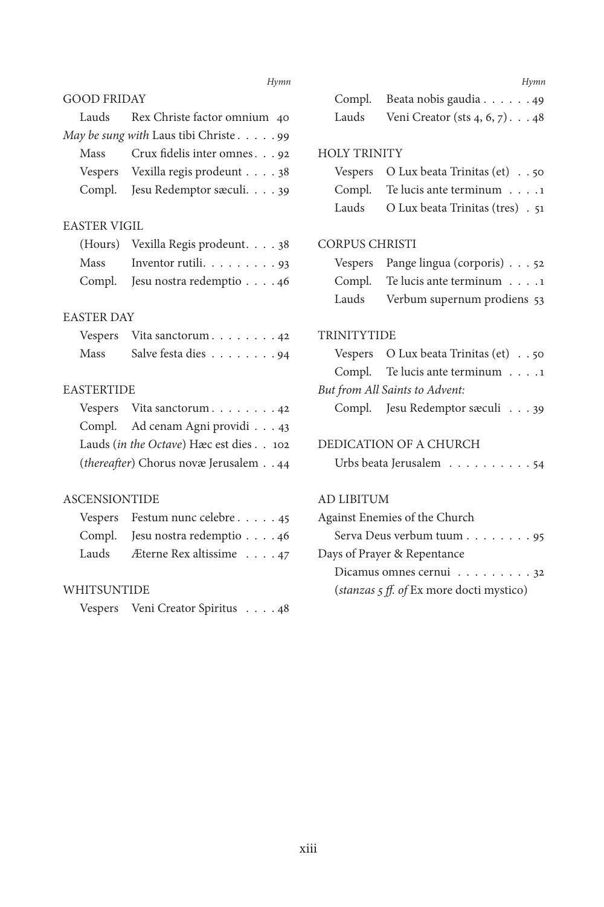*Hymn*

GOOD FRIDAY

| | | |
|---|---|---|
| Lauds | Rex Christe factor omnium | 40 |
| *May be sung with* Laus tibi Christe | | 99 |
| Mass | Crux fidelis inter omnes | 92 |
| Vespers | Vexilla regis prodeunt | 38 |
| Compl. | Jesu Redemptor sæculi. | 39 |

EASTER VIGIL

| | | |
|---|---|---|
| (Hours) | Vexilla Regis prodeunt. | 38 |
| Mass | Inventor rutili. | 93 |
| Compl. | Jesu nostra redemptio | 46 |

EASTER DAY

| | | |
|---|---|---|
| Vespers | Vita sanctorum | 42 |
| Mass | Salve festa dies | 94 |

EASTERTIDE

| | | |
|---|---|---|
| Vespers | Vita sanctorum | 42 |
| Compl. | Ad cenam Agni providi | 43 |
| Lauds (*in the Octave*) | Hæc est dies | 102 |
| (*thereafter*) | Chorus novæ Jerusalem | 44 |

ASCENSIONTIDE

| | | |
|---|---|---|
| Vespers | Festum nunc celebre | 45 |
| Compl. | Jesu nostra redemptio | 46 |
| Lauds | Æterne Rex altissime | 47 |

WHITSUNTIDE

| | | |
|---|---|---|
| Vespers | Veni Creator Spiritus | 48 |
| Compl. | Beata nobis gaudia | 49 |
| Lauds | Veni Creator (sts 4, 6, 7) | 48 |

HOLY TRINITY

| | | |
|---|---|---|
| Vespers | O Lux beata Trinitas (et) | 50 |
| Compl. | Te lucis ante terminum | 1 |
| Lauds | O Lux beata Trinitas (tres) | 51 |

CORPUS CHRISTI

| | | |
|---|---|---|
| Vespers | Pange lingua (corporis) | 52 |
| Compl. | Te lucis ante terminum | 1 |
| Lauds | Verbum supernum prodiens | 53 |

TRINITYTIDE

| | | |
|---|---|---|
| Vespers | O Lux beata Trinitas (et) | 50 |
| Compl. | Te lucis ante terminum | 1 |
| *But from All Saints to Advent:* | | |
| Compl. | Jesu Redemptor sæculi | 39 |

DEDICATION OF A CHURCH

| | |
|---|---|
| Urbs beata Jerusalem | 54 |

AD LIBITUM

| | |
|---|---|
| Against Enemies of the Church | |
| Serva Deus verbum tuum | 95 |
| Days of Prayer & Repentance | |
| Dicamus omnes cernui | 32 |
| (*stanzas 5 ff. of* Ex more docti mystico) | |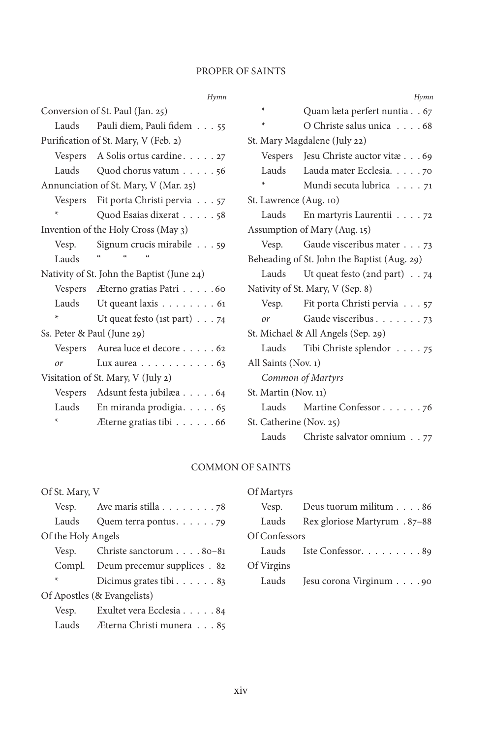## PROPER OF SAINTS

| | | Hymn |
|---|---|---|
| Conversion of St. Paul (Jan. 25) | | |
| Lauds | Pauli diem, Pauli fidem | 55 |
| Purification of St. Mary, V (Feb. 2) | | |
| Vespers | A Solis ortus cardine | 27 |
| Lauds | Quod chorus vatum | 56 |
| Annunciation of St. Mary, V (Mar. 25) | | |
| Vespers | Fit porta Christi pervia | 57 |
| * | Quod Esaias dixerat | 58 |
| Invention of the Holy Cross (May 3) | | |
| Vesp. | Signum crucis mirabile | 59 |
| Lauds | " " " | |
| Nativity of St. John the Baptist (June 24) | | |
| Vespers | Æterno gratias Patri | 60 |
| Lauds | Ut queant laxis | 61 |
| * | Ut queat festo (1st part) | 74 |
| Ss. Peter & Paul (June 29) | | |
| Vespers | Aurea luce et decore | 62 |
| *or* | Lux aurea | 63 |
| Visitation of St. Mary, V (July 2) | | |
| Vespers | Adsunt festa jubilæa | 64 |
| Lauds | En miranda prodigia | 65 |
| * | Æterne gratias tibi | 66 |
| * | Quam læta perfert nuntia | 67 |
| * | O Christe salus unica | 68 |
| St. Mary Magdalene (July 22) | | |
| Vespers | Jesu Christe auctor vitæ | 69 |
| Lauds | Lauda mater Ecclesia. | 70 |
| * | Mundi secuta lubrica | 71 |
| St. Lawrence (Aug. 10) | | |
| Lauds | En martyris Laurentii | 72 |
| Assumption of Mary (Aug. 15) | | |
| Vesp. | Gaude visceribus mater | 73 |
| Beheading of St. John the Baptist (Aug. 29) | | |
| Lauds | Ut queat festo (2nd part) | 74 |
| Nativity of St. Mary, V (Sep. 8) | | |
| Vesp. | Fit porta Christi pervia | 57 |
| *or* | Gaude visceribus | 73 |
| St. Michael & All Angels (Sep. 29) | | |
| Lauds | Tibi Christe splendor | 75 |
| All Saints (Nov. 1) | | |
| *Common of Martyrs* | | |
| St. Martin (Nov. 11) | | |
| Lauds | Martine Confessor | 76 |
| St. Catherine (Nov. 25) | | |
| Lauds | Christe salvator omnium | 77 |

## COMMON OF SAINTS

| | | Hymn |
|---|---|---|
| Of St. Mary, V | | |
| Vesp. | Ave maris stilla | 78 |
| Lauds | Quem terra pontus | 79 |
| Of the Holy Angels | | |
| Vesp. | Christe sanctorum | 80–81 |
| Compl. | Deum precemur supplices | 82 |
| * | Dicimus grates tibi | 83 |
| Of Apostles (& Evangelists) | | |
| Vesp. | Exultet vera Ecclesia | 84 |
| Lauds | Æterna Christi munera | 85 |
| Of Martyrs | | |
| Vesp. | Deus tuorum militum | 86 |
| Lauds | Rex gloriose Martyrum | 87–88 |
| Of Confessors | | |
| Lauds | Iste Confessor. | 89 |
| Of Virgins | | |
| Lauds | Jesu corona Virginum | 90 |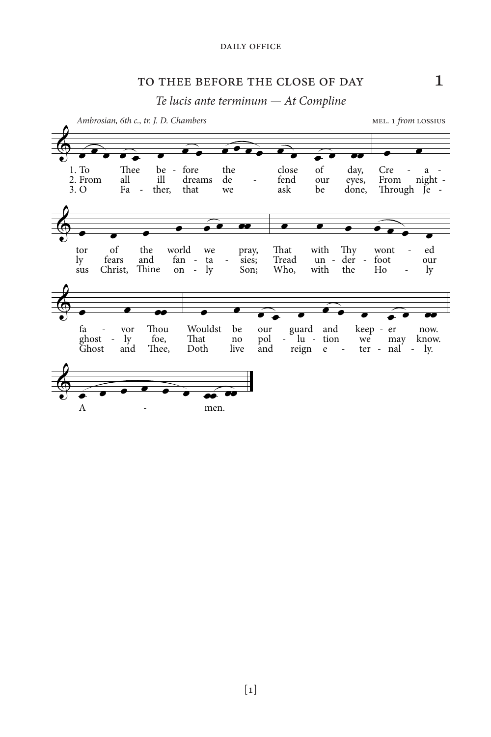## TO THEE BEFORE THE CLOSE OF DAY **1**

*Te lucis ante terminum — At Compline*

*Ambrosian, 6th c., tr. J. D. Chambers* MEL. 1 *from* LOSSIUS

1. To Thee be - fore the close of day, Cre - a - tor of the world we pray, That with Thy wont - ed fa - vor Thou Wouldst be our guard and keep - er now.

2. From all ill dreams de - fend our eyes, From night - ly fears and fan - ta - sies; Tread un - der - foot our ghost - ly foe, That no pol - lu - tion we may know.

3. O Fa - ther, that we ask be done, Through Je - sus Christ, Thine on - ly Son; Who, with the Ho - ly Ghost and Thee, Doth live and reign e - ter - nal - ly.

A - men.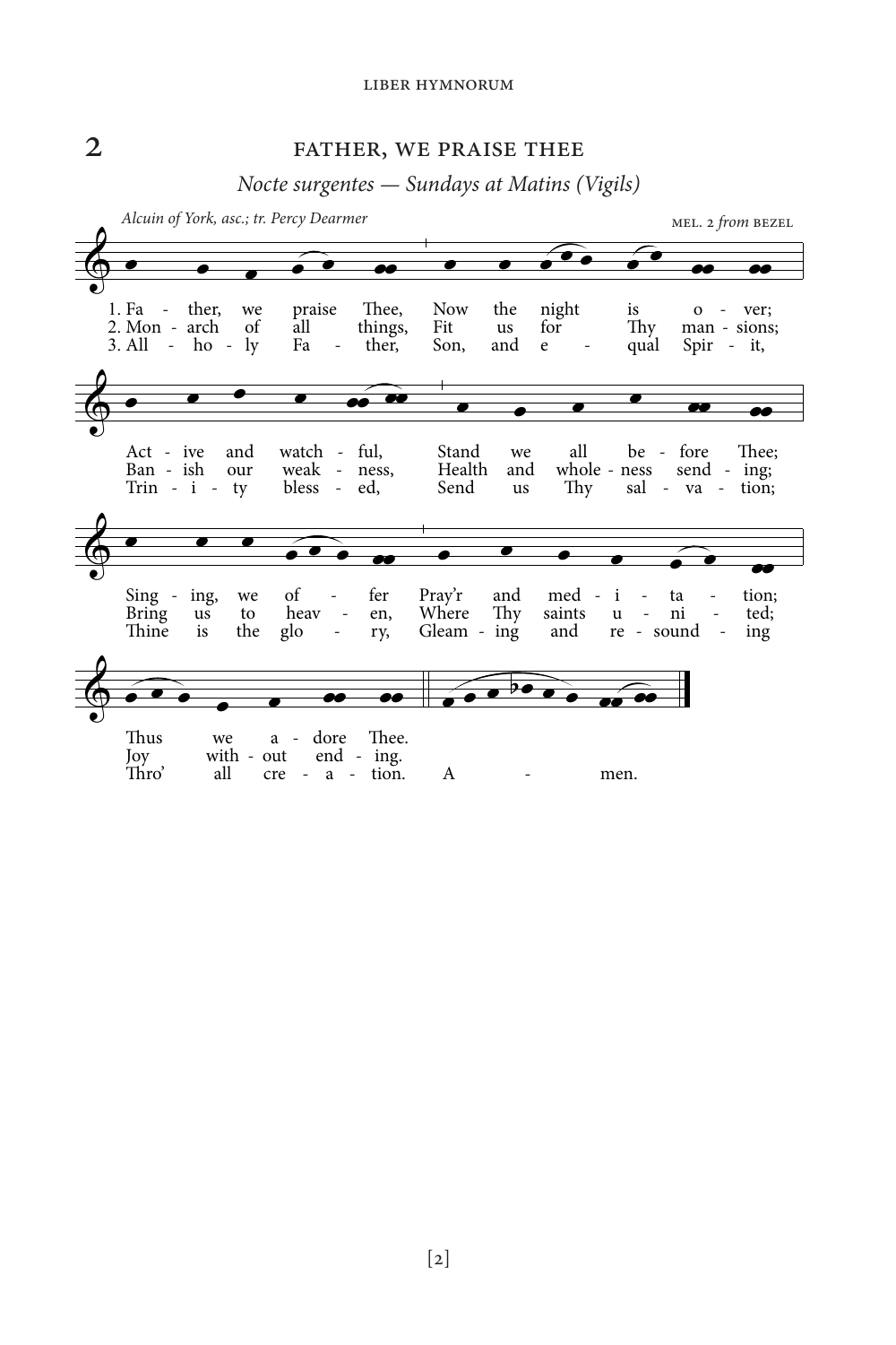## 2 FATHER, WE PRAISE THEE

*Nocte surgentes — Sundays at Matins (Vigils)*

*Alcuin of York, asc.; tr. Percy Dearmer* MEL. 2 *from* BEZEL

1. Father, we praise Thee, Now the night is over;
Active and watchful, Stand we all before Thee;
Singing, we offer Pray'r and meditation;
Thus we adore Thee.

2. Monarch of all things, Fit us for Thy mansions;
Banish our weakness, Health and wholeness sending;
Bring us to heaven, Where Thy saints united;
Joy without ending.

3. All holy Father, Son, and equal Spirit,
Trinity blessed, Send us Thy salvation;
Thine is the glory, Gleaming and resounding
Thro' all creation. Amen.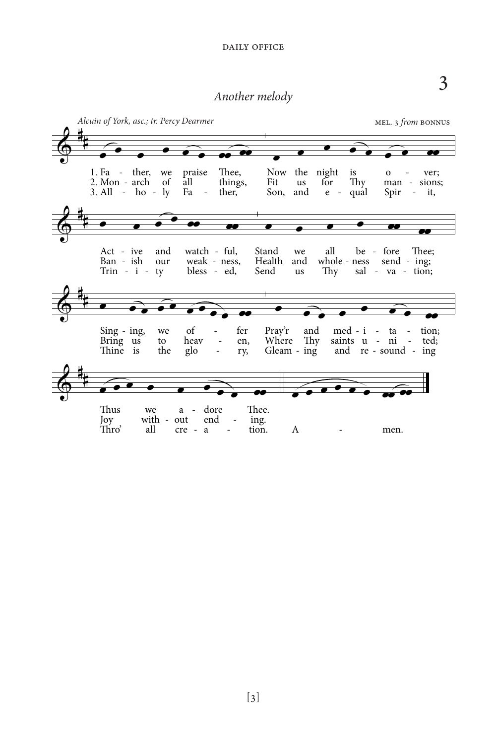# 3

*Another melody*

*Alcuin of York, asc.; tr. Percy Dearmer* — MEL. 3 *from* BONNUS

1. Father, we praise Thee, Now the night is over;
Active and watchful, Stand we all before Thee;
Singing, we offer Pray'r and meditation;
Thus we adore Thee.

2. Monarch of all things, Fit us for Thy mansions;
Banish our weakness, Health and wholeness sending;
Bring us to heaven, Where Thy saints united;
Joy without ending.

3. All-holy Father, Son, and equal Spirit,
Trinity blessed, Send us Thy salvation;
Thine is the glory, Gleaming and resounding
Thro' all creation. Amen.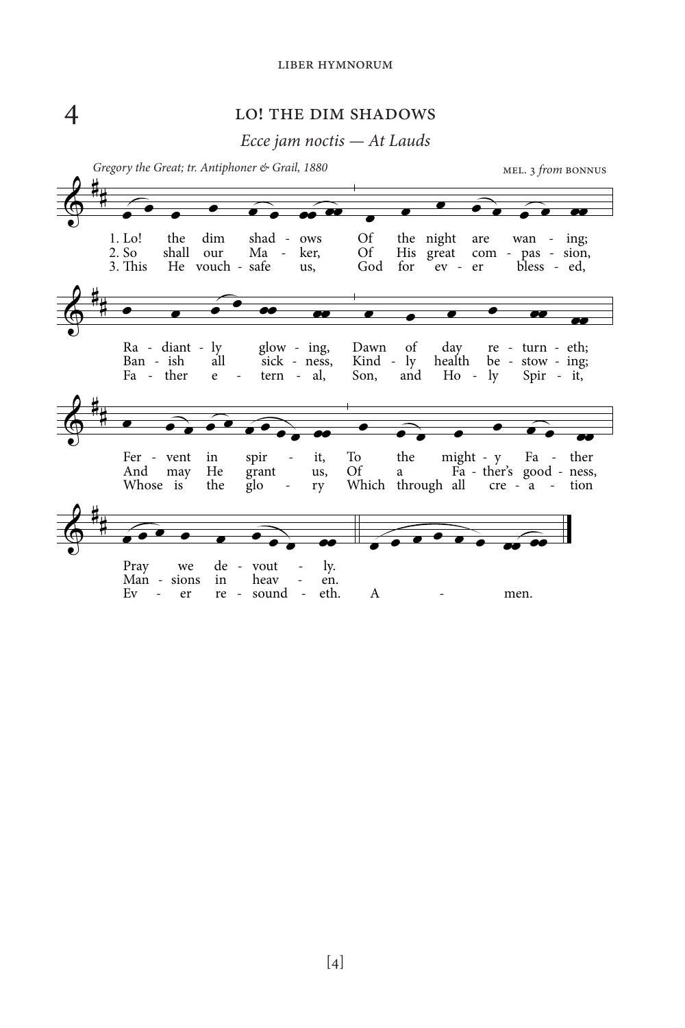## 4 LO! THE DIM SHADOWS

*Ecce jam noctis — At Lauds*

*Gregory the Great; tr. Antiphoner & Grail, 1880*

MEL. 3 *from* BONNUS

1. Lo! the dim shadows Of the night are waning;
Radiantly glowing, Dawn of day returneth;
Fervent in spirit, To the mighty Father
Pray we devoutly.

2. So shall our Maker, Of His great compassion,
Banish all sickness, Kindly health bestowing;
And may He grant us, Of a Father's goodness,
Mansions in heaven.

3. This He vouchsafe us, God for ever blessed,
Father eternal, Son, and Holy Spirit,
Whose is the glory Which through all creation
Ever resoundeth.

Amen.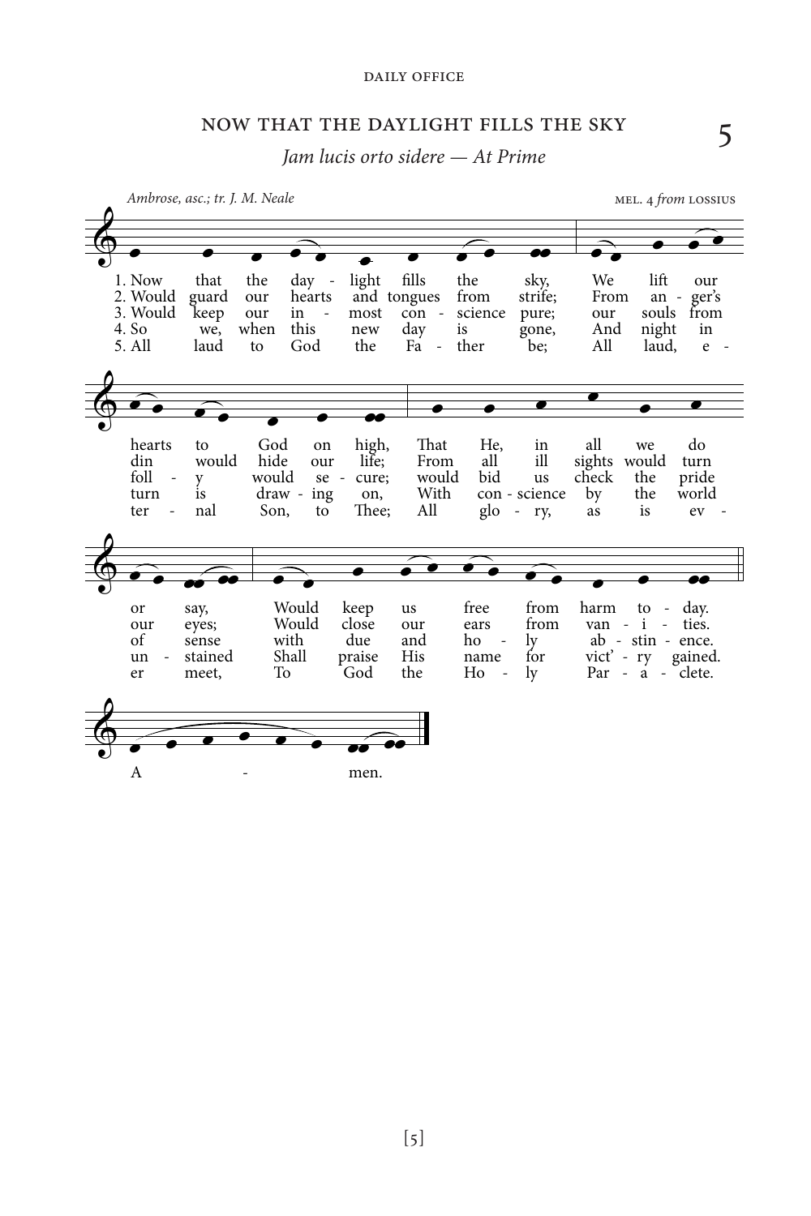## NOW THAT THE DAYLIGHT FILLS THE SKY

**5**

*Jam lucis orto sidere — At Prime*

*Ambrose, asc.; tr. J. M. Neale* — MEL. 4 *from* LOSSIUS

1. Now that the daylight fills the sky, We lift our hearts to God on high, That He, in all we do or say, Would keep us free from harm today.

2. Would guard our hearts and tongues from strife; From anger's din would hide our life; From all ill sights would turn our eyes; Would close our ears from vanities.

3. Would keep our inmost conscience pure; our souls from folly would secure; would bid us check the pride of sense with due and holy abstinence.

4. So we, when this new day is gone, And night in turn is drawing on, With conscience by the world unstained Shall praise His name for vict'ry gained.

5. All laud to God the Father be; All laud, eternal Son, to Thee; All glory, as is ever meet, To God the Holy Paraclete.

Amen.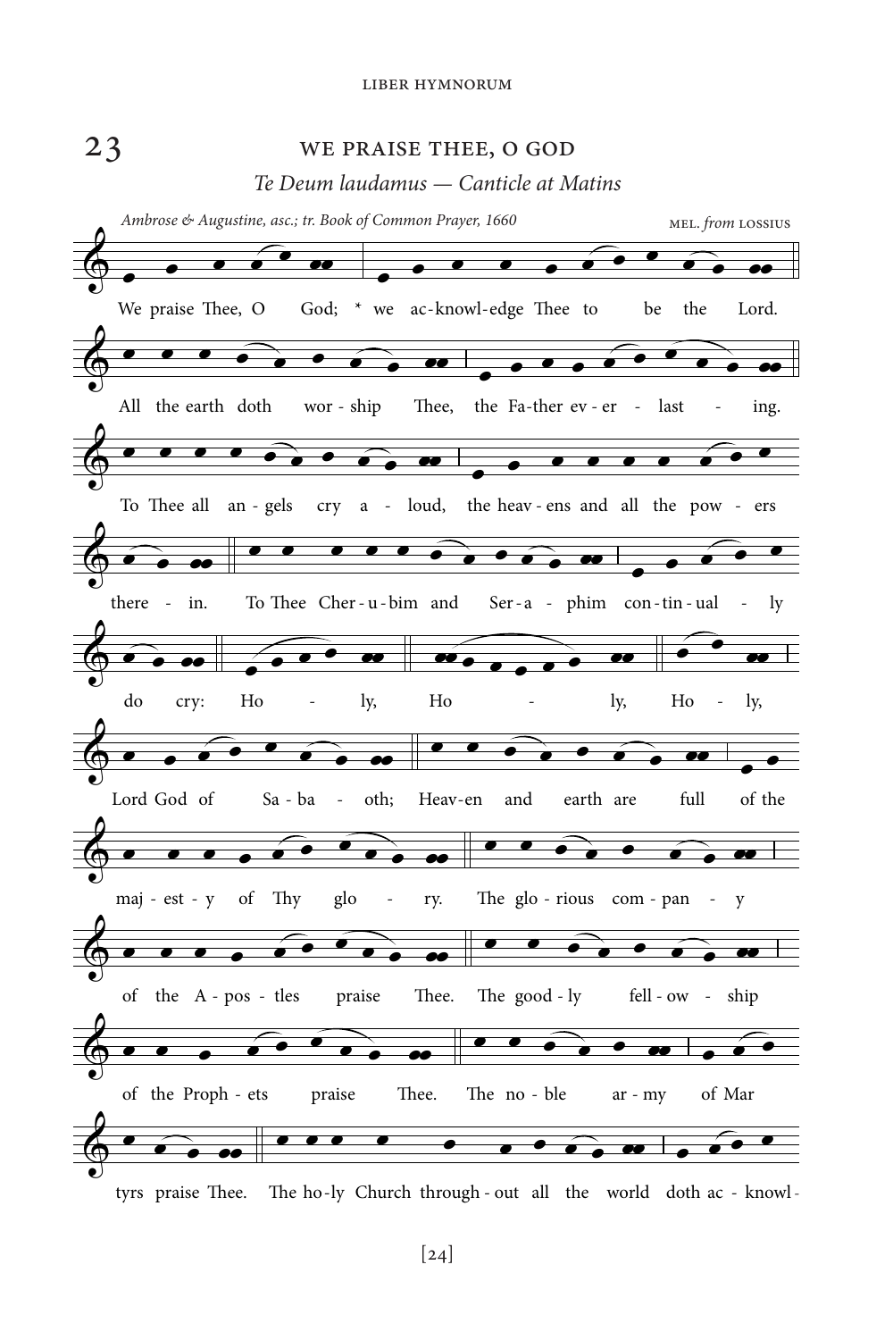## 23 WE PRAISE THEE, O GOD

*Te Deum laudamus — Canticle at Matins*

*Ambrose & Augustine, asc.; tr. Book of Common Prayer, 1660* MEL. *from* LOSSIUS

We praise Thee, O God; * we ac-knowl-edge Thee to be the Lord.

All the earth doth wor - ship Thee, the Fa-ther ev - er - last - ing.

To Thee all an - gels cry a - loud, the heav - ens and all the pow - ers

there - in. To Thee Cher - u - bim and Ser - a - phim con - tin - ual - ly

do cry: Ho - ly, Ho - ly, Ho - ly,

Lord God of Sa - ba - oth; Heav-en and earth are full of the

maj - est - y of Thy glo - ry. The glo - rious com - pan - y

of the A - pos - tles praise Thee. The good - ly fell - ow - ship

of the Proph - ets praise Thee. The no - ble ar - my of Mar

tyrs praise Thee. The ho - ly Church through - out all the world doth ac - knowl -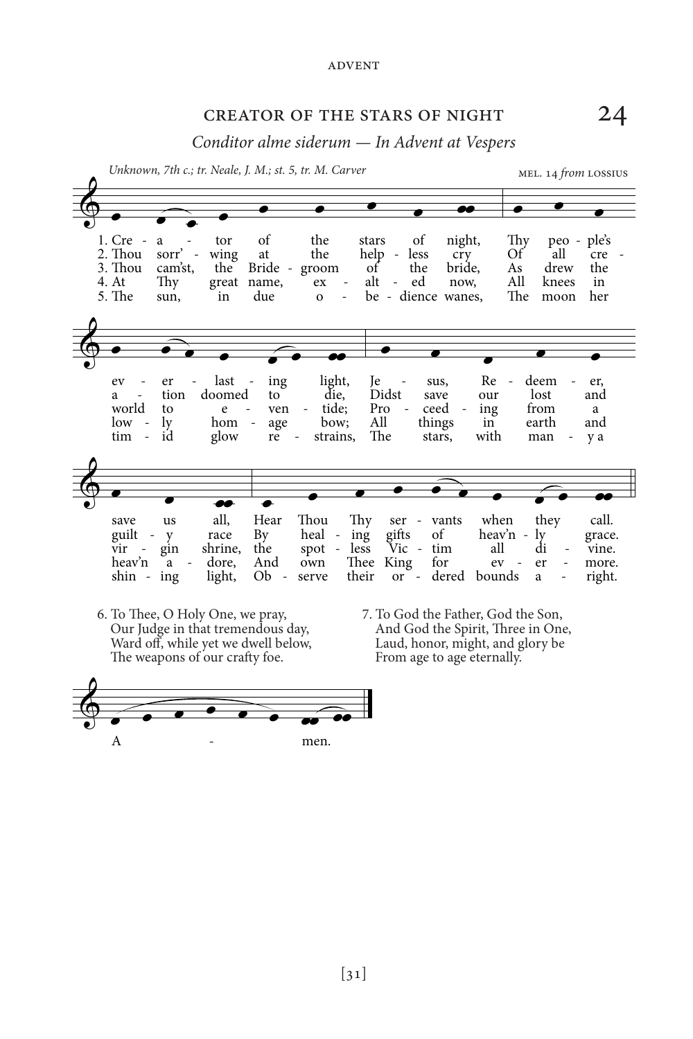## 24 CREATOR OF THE STARS OF NIGHT

*Conditor alme siderum — In Advent at Vespers*

*Unknown, 7th c.; tr. Neale, J. M.; st. 5, tr. M. Carver* — MEL. 14 *from* LOSSIUS

1. Creator of the stars of night, Thy people's everlasting light, Jesus, Redeemer, save us all, Hear Thou Thy servants when they call.

2. Thou sorr'wing at the helpless cry Of all creation doomed to die, Didst save our lost and guilty race By healing gifts of heav'nly grace.

3. Thou cam'st, the Bridegroom of the bride, As drew the world to eventide; Proceeding from a virgin shrine, the spotless Victim all divine.

4. At Thy great name, exalted now, All knees in lowly homage bow; All things in earth and heav'n adore, And own Thee King for evermore.

5. The sun, in due obedience wanes, The moon her timid glow restrains, The stars, with many a shining light, Observe their ordered bounds aright.

6. To Thee, O Holy One, we pray,
Our Judge in that tremendous day,
Ward off, while yet we dwell below,
The weapons of our crafty foe.

7. To God the Father, God the Son,
And God the Spirit, Three in One,
Laud, honor, might, and glory be
From age to age eternally.

Amen.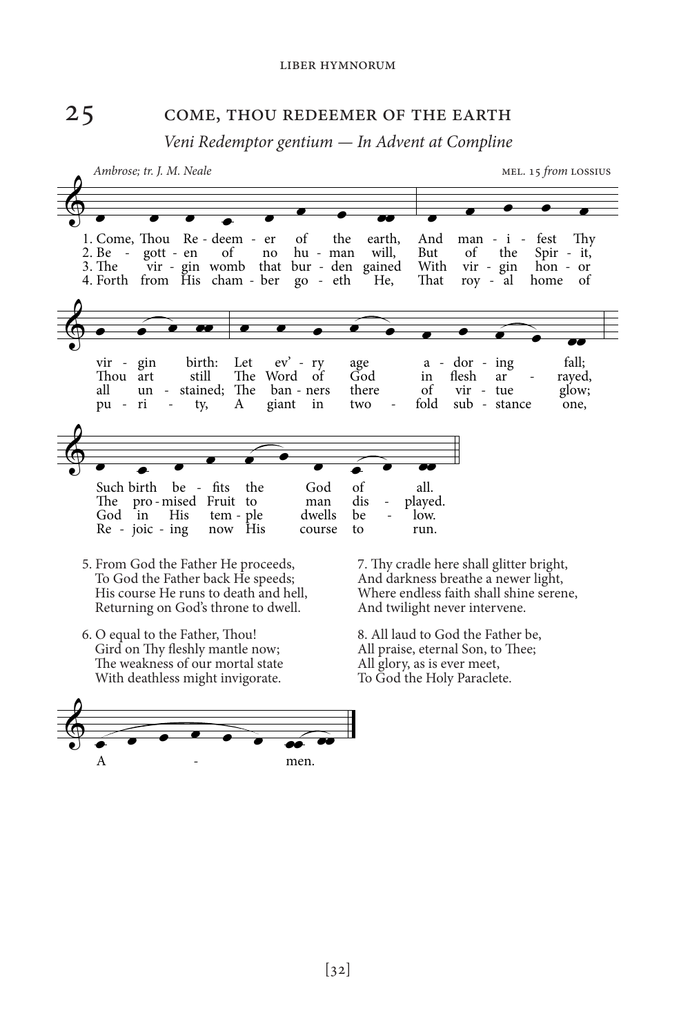## 25 COME, THOU REDEEMER OF THE EARTH

*Veni Redemptor gentium — In Advent at Compline*

*Ambrose; tr. J. M. Neale* — MEL. 15 *from* LOSSIUS

1. Come, Thou Redeemer of the earth,
And manifest Thy virgin birth:
Let every age adoring fall;
Such birth befits the God of all.

2. Begotten of no human will,
But of the Spirit, Thou art still
The Word of God in flesh arrayed,
The promised Fruit to man displayed.

3. The virgin womb that burden gained
With virgin honor all unstained;
The banners there of virtue glow;
God in His temple dwells below.

4. Forth from His chamber goeth He,
That royal home of purity,
A giant in twofold substance one,
Rejoicing now His course to run.

5. From God the Father He proceeds,
To God the Father back He speeds;
His course He runs to death and hell,
Returning on God's throne to dwell.

6. O equal to the Father, Thou!
Gird on Thy fleshly mantle now;
The weakness of our mortal state
With deathless might invigorate.

7. Thy cradle here shall glitter bright,
And darkness breathe a newer light,
Where endless faith shall shine serene,
And twilight never intervene.

8. All laud to God the Father be,
All praise, eternal Son, to Thee;
All glory, as is ever meet,
To God the Holy Paraclete.

A - men.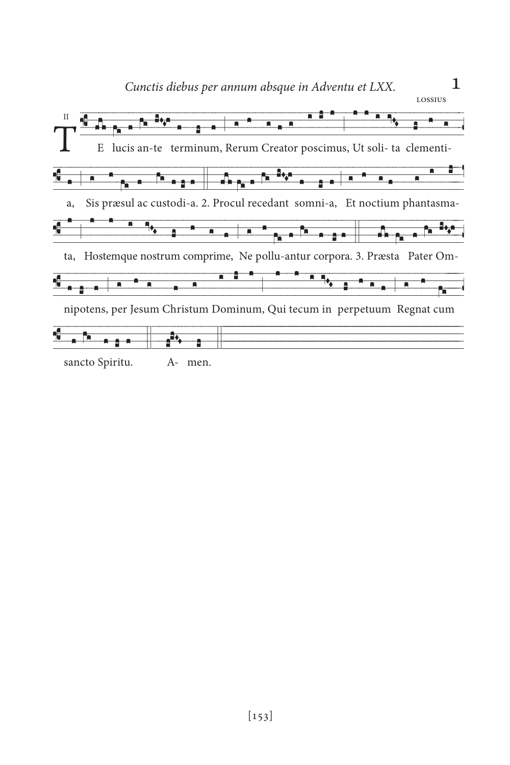*Cunctis diebus per annum absque in Adventu et LXX.* **1**

LOSSIUS

II

TE lucis an-te terminum, Rerum Creator poscimus, Ut soli- ta clementi-

a, Sis præsul ac custodi-a. 2. Procul recedant somni-a, Et noctium phantasma-

ta, Hostemque nostrum comprime, Ne pollu-antur corpora. 3. Præsta Pater Om-

nipotens, per Jesum Christum Dominum, Qui tecum in perpetuum Regnat cum

sancto Spiritu. A- men.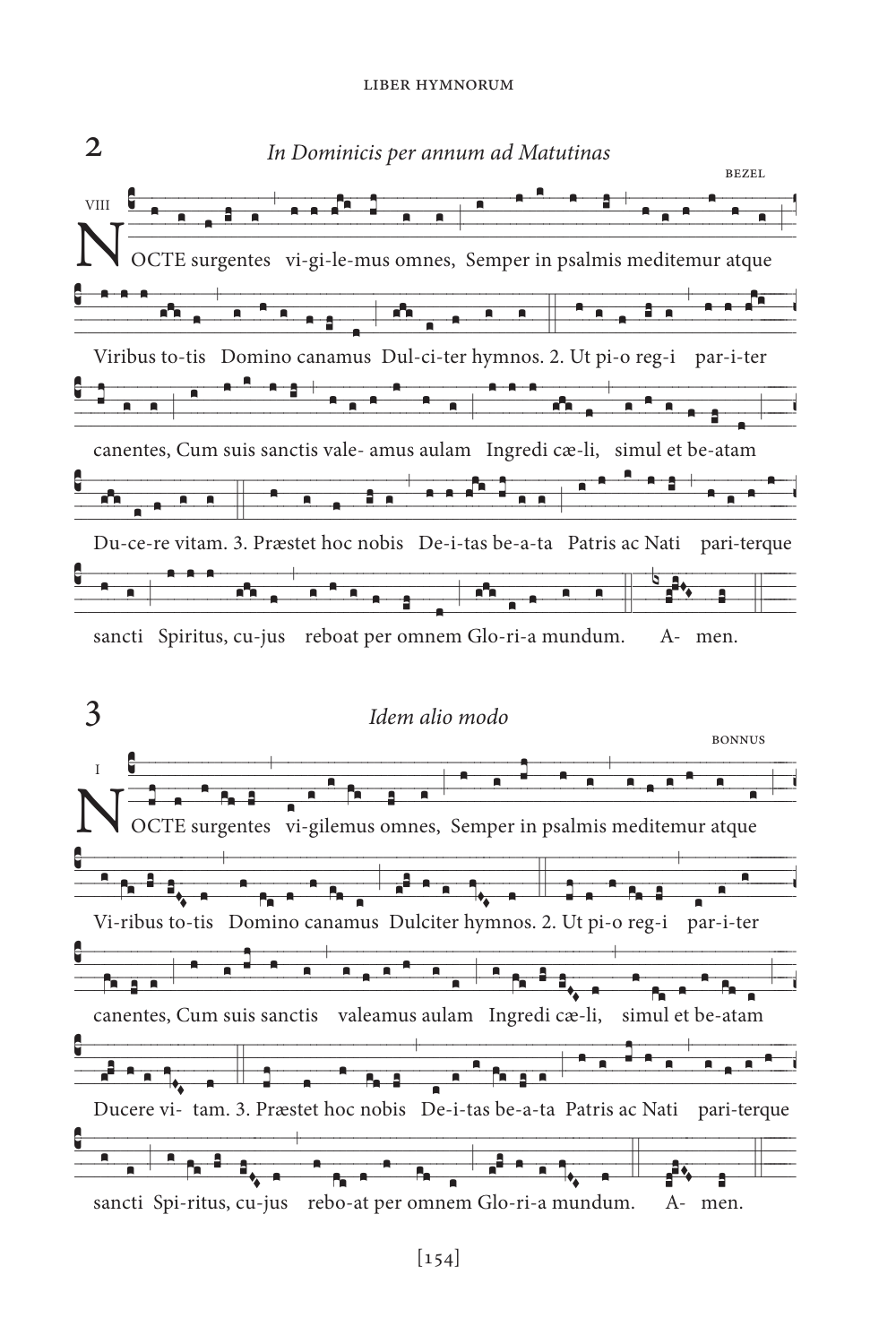## 2

*In Dominicis per annum ad Matutinas*

BEZEL

VIII

NOCTE surgentes vi-gi-le-mus omnes, Semper in psalmis meditemur atque

Viribus to-tis Domino canamus Dul-ci-ter hymnos. 2. Ut pi-o reg-i par-i-ter

canentes, Cum suis sanctis vale- amus aulam Ingredi cæ-li, simul et be-atam

Du-ce-re vitam. 3. Præstet hoc nobis De-i-tas be-a-ta Patris ac Nati pari-terque

sancti Spiritus, cu-jus reboat per omnem Glo-ri-a mundum. A- men.

## 3

*Idem alio modo*

BONNUS

I

NOCTE surgentes vi-gilemus omnes, Semper in psalmis meditemur atque

Vi-ribus to-tis Domino canamus Dulciter hymnos. 2. Ut pi-o reg-i par-i-ter

canentes, Cum suis sanctis valeamus aulam Ingredi cæ-li, simul et be-atam

Ducere vi- tam. 3. Præstet hoc nobis De-i-tas be-a-ta Patris ac Nati pari-terque

sancti Spi-ritus, cu-jus rebo-at per omnem Glo-ri-a mundum. A- men.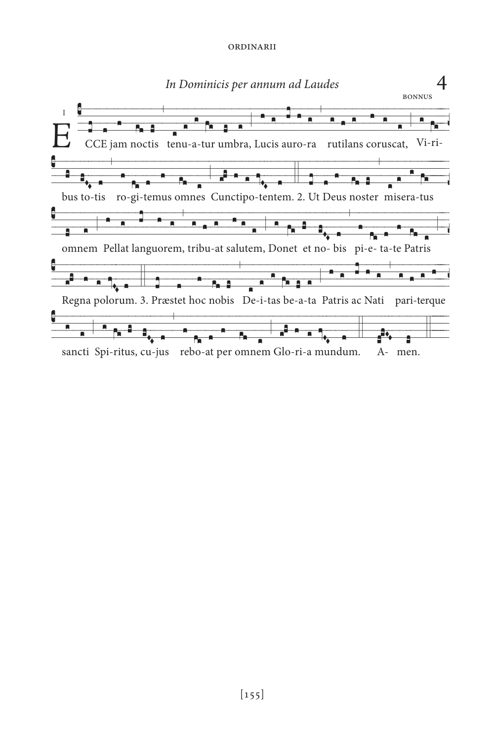*In Dominicis per annum ad Laudes*

4

BONNUS

I

ECCE jam noctis tenu-a-tur umbra, Lucis auro-ra rutilans coruscat, Vi-ri-bus to-tis ro-gi-temus omnes Cunctipo-tentem. 2. Ut Deus noster misera-tus omnem Pellat languorem, tribu-at salutem, Donet et no- bis pi-e- ta-te Patris Regna polorum. 3. Præstet hoc nobis De-i-tas be-a-ta Patris ac Nati pari-terque sancti Spi-ritus, cu-jus rebo-at per omnem Glo-ri-a mundum. A- men.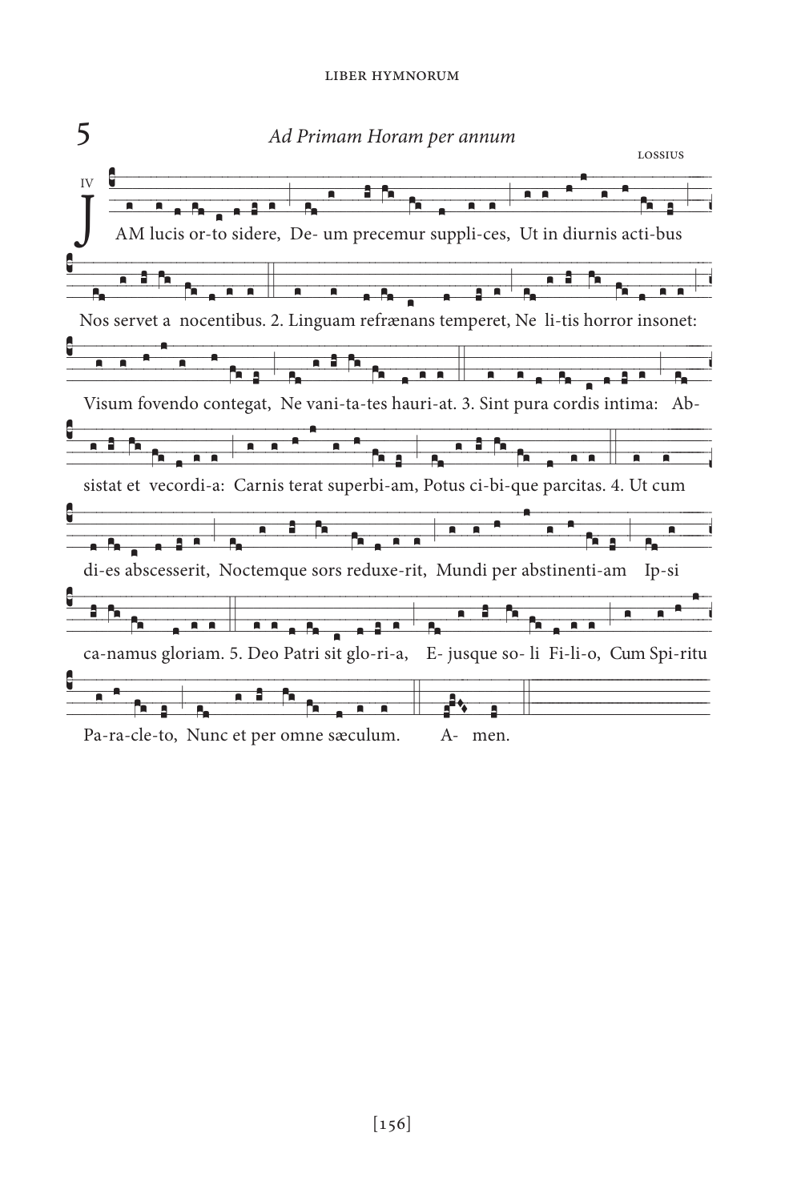## 5 *Ad Primam Horam per annum*

LOSSIUS

IV

JAM lucis or-to sidere, De- um precemur suppli-ces, Ut in diurnis acti-bus

Nos servet a nocentibus. 2. Linguam refrænans temperet, Ne li-tis horror insonet:

Visum fovendo contegat, Ne vani-ta-tes hauri-at. 3. Sint pura cordis intima: Ab-

sistat et vecordi-a: Carnis terat superbi-am, Potus ci-bi-que parcitas. 4. Ut cum

di-es abscesserit, Noctemque sors reduxe-rit, Mundi per abstinenti-am Ip-si

ca-namus gloriam. 5. Deo Patri sit glo-ri-a, E- jusque so- li Fi-li-o, Cum Spi-ritu

Pa-ra-cle-to, Nunc et per omne sæculum. A- men.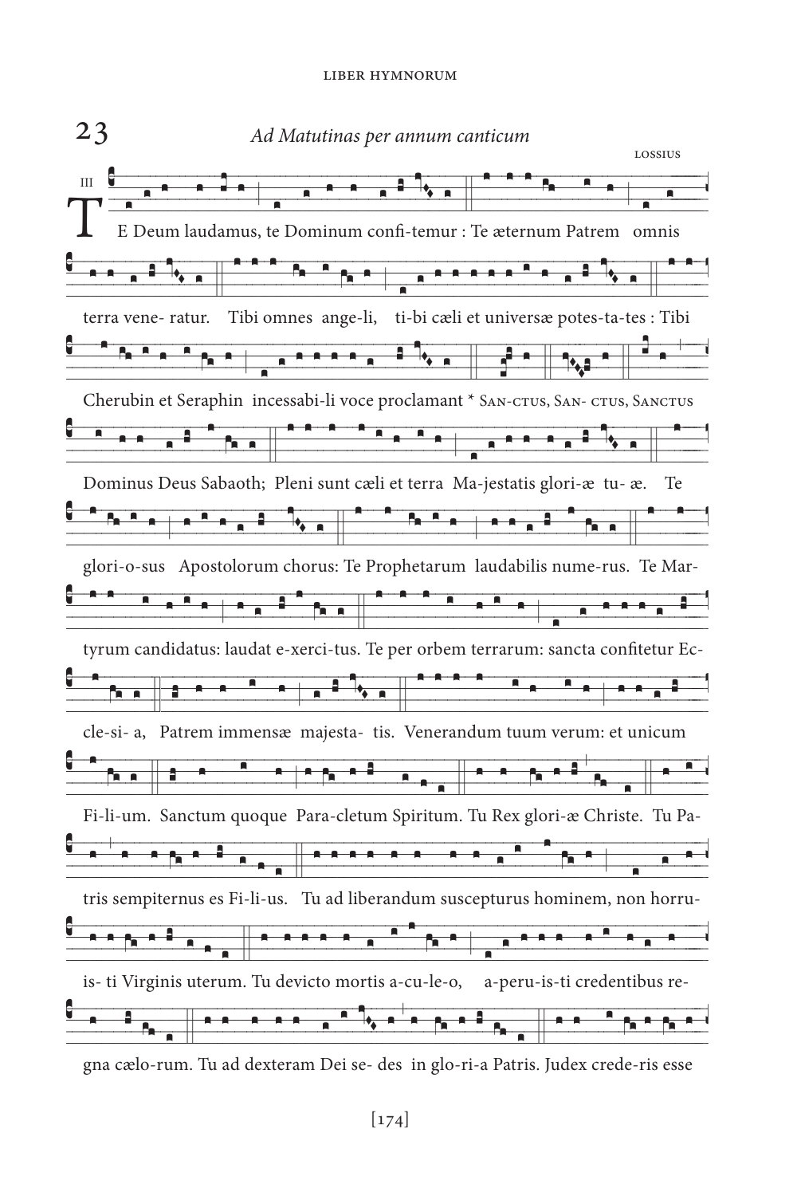## 23

*Ad Matutinas per annum canticum*

LOSSIUS

III

TE Deum laudamus, te Dominum confi-temur : Te æternum Patrem omnis

terra vene- ratur. Tibi omnes ange-li, ti-bi cæli et universæ potes-ta-tes : Tibi

Cherubin et Seraphin incessabi-li voce proclamant * SAN-CTUS, SAN- CTUS, SANCTUS

Dominus Deus Sabaoth; Pleni sunt cæli et terra Ma-jestatis glori-æ tu- æ. Te

glori-o-sus Apostolorum chorus: Te Prophetarum laudabilis nume-rus. Te Mar-

tyrum candidatus: laudat e-xerci-tus. Te per orbem terrarum: sancta confitetur Ec-

cle-si- a, Patrem immensæ majesta- tis. Venerandum tuum verum: et unicum

Fi-li-um. Sanctum quoque Para-cletum Spiritum. Tu Rex glori-æ Christe. Tu Pa-

tris sempiternus es Fi-li-us. Tu ad liberandum suscepturus hominem, non horru-

is- ti Virginis uterum. Tu devicto mortis a-cu-le-o, a-peru-is-ti credentibus re-

gna cælo-rum. Tu ad dexteram Dei se- des in glo-ri-a Patris. Judex crede-ris esse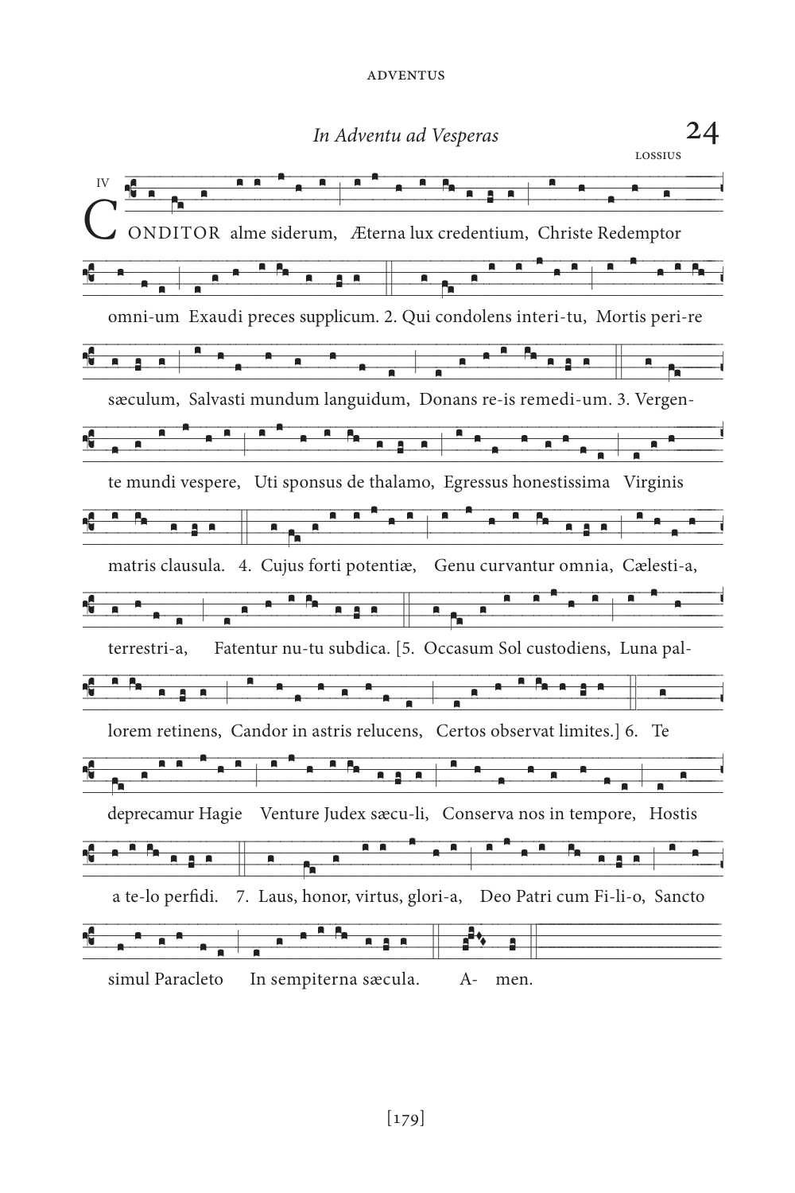## In Adventu ad Vesperas

24

LOSSIUS

IV

CONDITOR alme siderum, Æterna lux credentium, Christe Redemptor omni-um Exaudi preces supplicum. 2. Qui condolens interi-tu, Mortis peri-re sæculum, Salvasti mundum languidum, Donans re-is remedi-um. 3. Vergen-te mundi vespere, Uti sponsus de thalamo, Egressus honestissima Virginis matris clausula. 4. Cujus forti potentiæ, Genu curvantur omnia, Cælesti-a, terrestri-a, Fatentur nu-tu subdica. [5. Occasum Sol custodiens, Luna pal-lorem retinens, Candor in astris relucens, Certos observat limites.] 6. Te deprecamur Hagie Venture Judex sæcu-li, Conserva nos in tempore, Hostis a te-lo perfidi. 7. Laus, honor, virtus, glori-a, Deo Patri cum Fi-li-o, Sancto simul Paracleto In sempiterna sæcula. A- men.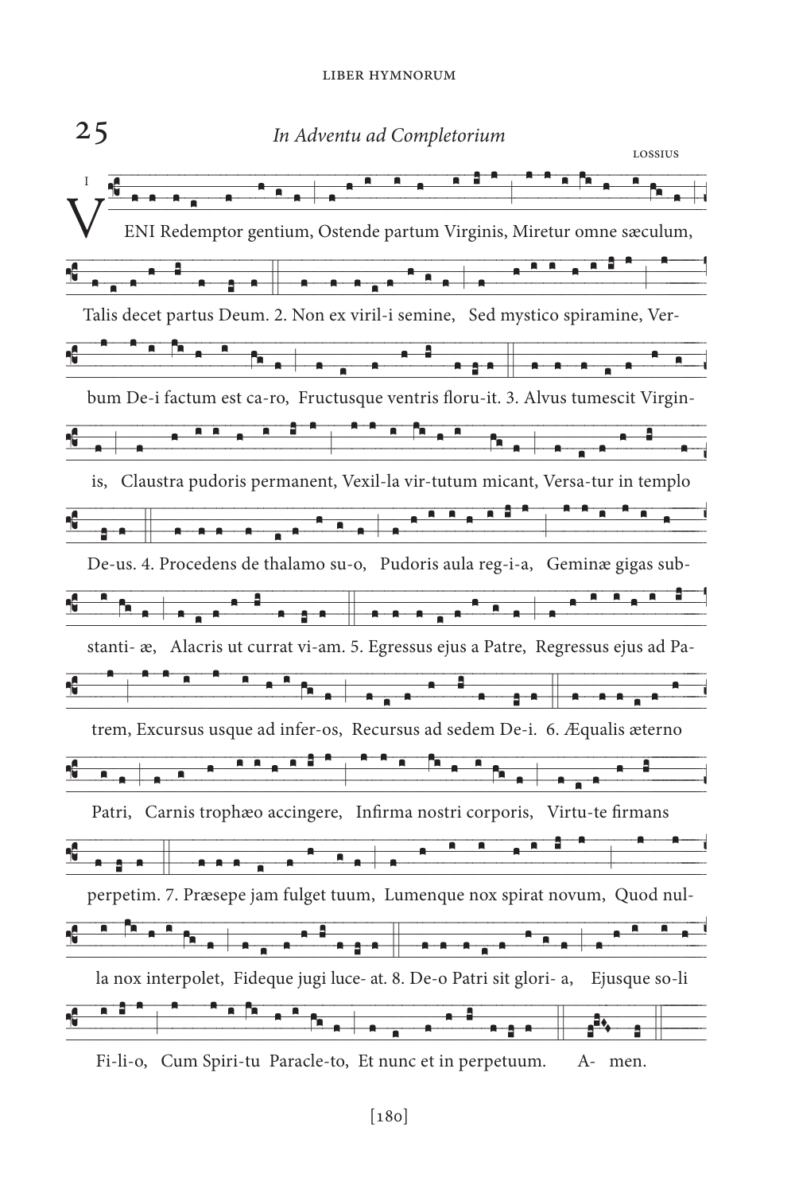## 25 *In Adventu ad Completorium*

LOSSIUS

I

VENI Redemptor gentium, Ostende partum Virginis, Miretur omne sæculum,

Talis decet partus Deum. 2. Non ex viril-i semine, Sed mystico spiramine, Ver-

bum De-i factum est ca-ro, Fructusque ventris floru-it. 3. Alvus tumescit Virgin-

is, Claustra pudoris permanent, Vexil-la vir-tutum micant, Versa-tur in templo

De-us. 4. Procedens de thalamo su-o, Pudoris aula reg-i-a, Geminæ gigas sub-

stanti- æ, Alacris ut currat vi-am. 5. Egressus ejus a Patre, Regressus ejus ad Pa-

trem, Excursus usque ad infer-os, Recursus ad sedem De-i. 6. Æqualis æterno

Patri, Carnis trophæo accingere, Infirma nostri corporis, Virtu-te firmans

perpetim. 7. Præsepe jam fulget tuum, Lumenque nox spirat novum, Quod nul-

la nox interpolet, Fideque jugi luce- at. 8. De-o Patri sit glori- a, Ejusque so-li

Fi-li-o, Cum Spiri-tu Paracle-to, Et nunc et in perpetuum. A- men.